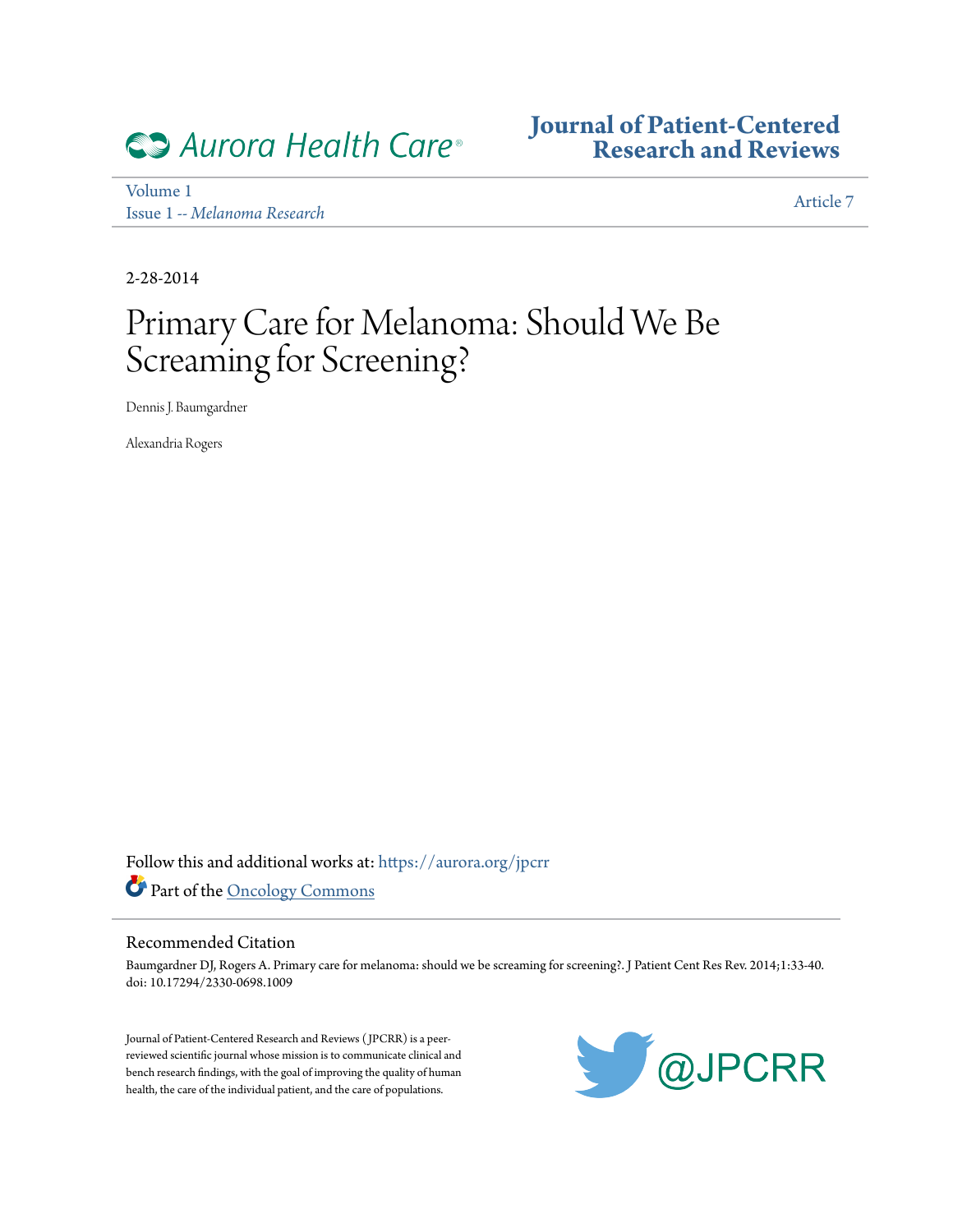Aurora Health Care®

# Journal of Patient-Centered Research and Reviews

Volume 1
Issue 1 -- *Melanoma Research*

Article 7

2-28-2014

# Primary Care for Melanoma: Should We Be Screaming for Screening?

Dennis J. Baumgardner

Alexandria Rogers

Follow this and additional works at: https://aurora.org/jpcrr

Part of the Oncology Commons

## Recommended Citation

Baumgardner DJ, Rogers A. Primary care for melanoma: should we be screaming for screening?. J Patient Cent Res Rev. 2014;1:33-40. doi: 10.17294/2330-0698.1009

Journal of Patient-Centered Research and Reviews (JPCRR) is a peer-reviewed scientific journal whose mission is to communicate clinical and bench research findings, with the goal of improving the quality of human health, the care of the individual patient, and the care of populations.

@JPCRR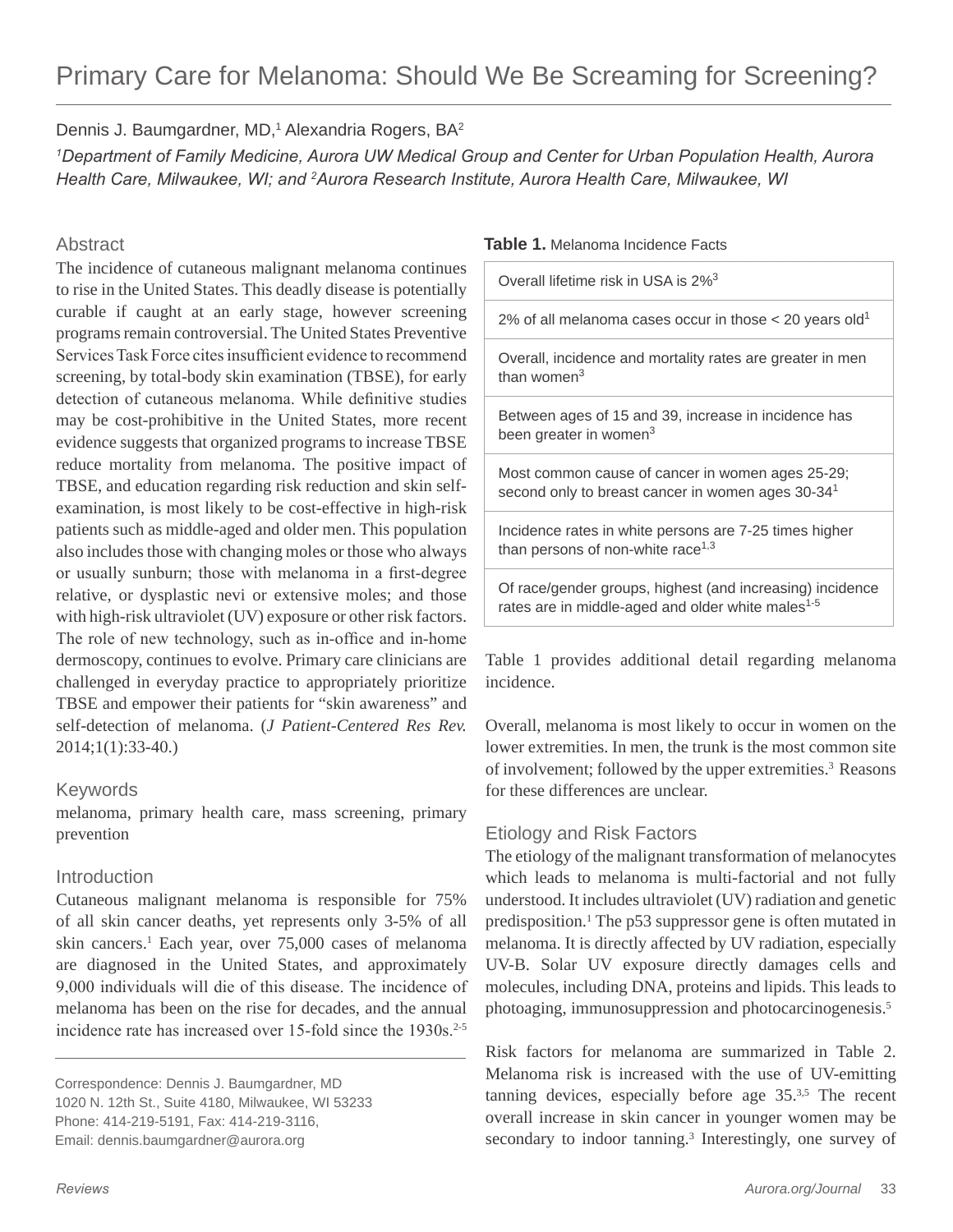# Primary Care for Melanoma: Should We Be Screaming for Screening?

Dennis J. Baumgardner, MD,[1] Alexandria Rogers, BA[2]

*[1]Department of Family Medicine, Aurora UW Medical Group and Center for Urban Population Health, Aurora Health Care, Milwaukee, WI; and [2]Aurora Research Institute, Aurora Health Care, Milwaukee, WI*

## Abstract

The incidence of cutaneous malignant melanoma continues to rise in the United States. This deadly disease is potentially curable if caught at an early stage, however screening programs remain controversial. The United States Preventive Services Task Force cites insufficient evidence to recommend screening, by total-body skin examination (TBSE), for early detection of cutaneous melanoma. While definitive studies may be cost-prohibitive in the United States, more recent evidence suggests that organized programs to increase TBSE reduce mortality from melanoma. The positive impact of TBSE, and education regarding risk reduction and skin self-examination, is most likely to be cost-effective in high-risk patients such as middle-aged and older men. This population also includes those with changing moles or those who always or usually sunburn; those with melanoma in a first-degree relative, or dysplastic nevi or extensive moles; and those with high-risk ultraviolet (UV) exposure or other risk factors. The role of new technology, such as in-office and in-home dermoscopy, continues to evolve. Primary care clinicians are challenged in everyday practice to appropriately prioritize TBSE and empower their patients for "skin awareness" and self-detection of melanoma. (*J Patient-Centered Res Rev.* 2014;1(1):33-40.)

## Keywords

melanoma, primary health care, mass screening, primary prevention

## Introduction

Cutaneous malignant melanoma is responsible for 75% of all skin cancer deaths, yet represents only 3-5% of all skin cancers.[1] Each year, over 75,000 cases of melanoma are diagnosed in the United States, and approximately 9,000 individuals will die of this disease. The incidence of melanoma has been on the rise for decades, and the annual incidence rate has increased over 15-fold since the 1930s.[2-5]

Correspondence: Dennis J. Baumgardner, MD
1020 N. 12th St., Suite 4180, Milwaukee, WI 53233
Phone: 414-219-5191, Fax: 414-219-3116,
Email: dennis.baumgardner@aurora.org

**Table 1.** Melanoma Incidence Facts

| Melanoma Incidence Facts |
|---|
| Overall lifetime risk in USA is 2%[3] |
| 2% of all melanoma cases occur in those < 20 years old[1] |
| Overall, incidence and mortality rates are greater in men than women[3] |
| Between ages of 15 and 39, increase in incidence has been greater in women[3] |
| Most common cause of cancer in women ages 25-29; second only to breast cancer in women ages 30-34[1] |
| Incidence rates in white persons are 7-25 times higher than persons of non-white race[1,3] |
| Of race/gender groups, highest (and increasing) incidence rates are in middle-aged and older white males[1-5] |

Table 1 provides additional detail regarding melanoma incidence.

Overall, melanoma is most likely to occur in women on the lower extremities. In men, the trunk is the most common site of involvement; followed by the upper extremities.[3] Reasons for these differences are unclear.

## Etiology and Risk Factors

The etiology of the malignant transformation of melanocytes which leads to melanoma is multi-factorial and not fully understood. It includes ultraviolet (UV) radiation and genetic predisposition.[1] The p53 suppressor gene is often mutated in melanoma. It is directly affected by UV radiation, especially UV-B. Solar UV exposure directly damages cells and molecules, including DNA, proteins and lipids. This leads to photoaging, immunosuppression and photocarcinogenesis.[5]

Risk factors for melanoma are summarized in Table 2. Melanoma risk is increased with the use of UV-emitting tanning devices, especially before age 35.[3,5] The recent overall increase in skin cancer in younger women may be secondary to indoor tanning.[3] Interestingly, one survey of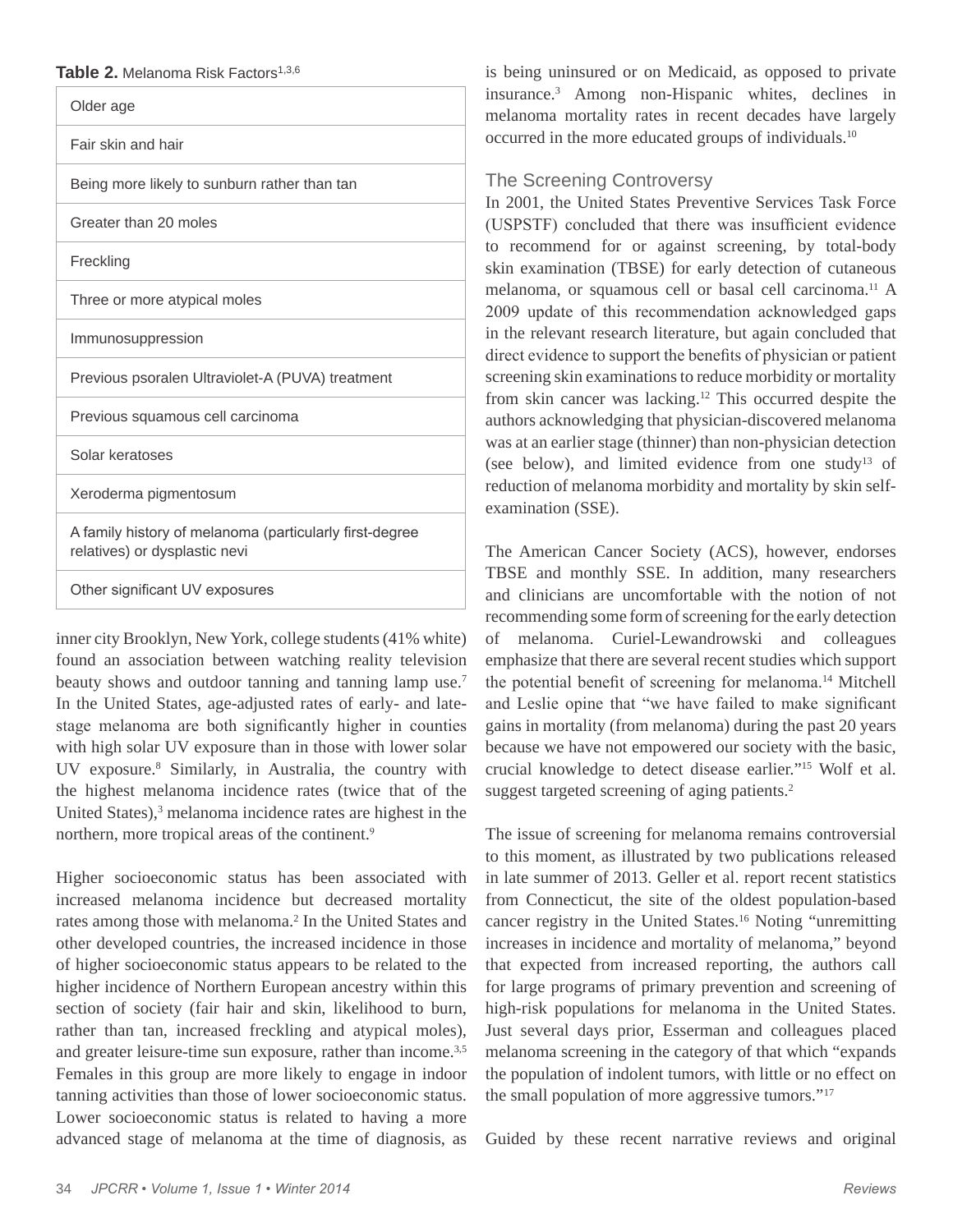**Table 2.** Melanoma Risk Factors[1,3,6]

| Risk Factor |
|---|
| Older age |
| Fair skin and hair |
| Being more likely to sunburn rather than tan |
| Greater than 20 moles |
| Freckling |
| Three or more atypical moles |
| Immunosuppression |
| Previous psoralen Ultraviolet-A (PUVA) treatment |
| Previous squamous cell carcinoma |
| Solar keratoses |
| Xeroderma pigmentosum |
| A family history of melanoma (particularly first-degree relatives) or dysplastic nevi |
| Other significant UV exposures |

inner city Brooklyn, New York, college students (41% white) found an association between watching reality television beauty shows and outdoor tanning and tanning lamp use.[7] In the United States, age-adjusted rates of early- and late-stage melanoma are both significantly higher in counties with high solar UV exposure than in those with lower solar UV exposure.[8] Similarly, in Australia, the country with the highest melanoma incidence rates (twice that of the United States),[3] melanoma incidence rates are highest in the northern, more tropical areas of the continent.[9]

Higher socioeconomic status has been associated with increased melanoma incidence but decreased mortality rates among those with melanoma.[2] In the United States and other developed countries, the increased incidence in those of higher socioeconomic status appears to be related to the higher incidence of Northern European ancestry within this section of society (fair hair and skin, likelihood to burn, rather than tan, increased freckling and atypical moles), and greater leisure-time sun exposure, rather than income.[3,5] Females in this group are more likely to engage in indoor tanning activities than those of lower socioeconomic status. Lower socioeconomic status is related to having a more advanced stage of melanoma at the time of diagnosis, as is being uninsured or on Medicaid, as opposed to private insurance.[3] Among non-Hispanic whites, declines in melanoma mortality rates in recent decades have largely occurred in the more educated groups of individuals.[10]

## The Screening Controversy

In 2001, the United States Preventive Services Task Force (USPSTF) concluded that there was insufficient evidence to recommend for or against screening, by total-body skin examination (TBSE) for early detection of cutaneous melanoma, or squamous cell or basal cell carcinoma.[11] A 2009 update of this recommendation acknowledged gaps in the relevant research literature, but again concluded that direct evidence to support the benefits of physician or patient screening skin examinations to reduce morbidity or mortality from skin cancer was lacking.[12] This occurred despite the authors acknowledging that physician-discovered melanoma was at an earlier stage (thinner) than non-physician detection (see below), and limited evidence from one study[13] of reduction of melanoma morbidity and mortality by skin self-examination (SSE).

The American Cancer Society (ACS), however, endorses TBSE and monthly SSE. In addition, many researchers and clinicians are uncomfortable with the notion of not recommending some form of screening for the early detection of melanoma. Curiel-Lewandrowski and colleagues emphasize that there are several recent studies which support the potential benefit of screening for melanoma.[14] Mitchell and Leslie opine that "we have failed to make significant gains in mortality (from melanoma) during the past 20 years because we have not empowered our society with the basic, crucial knowledge to detect disease earlier."[15] Wolf et al. suggest targeted screening of aging patients.[2]

The issue of screening for melanoma remains controversial to this moment, as illustrated by two publications released in late summer of 2013. Geller et al. report recent statistics from Connecticut, the site of the oldest population-based cancer registry in the United States.[16] Noting "unremitting increases in incidence and mortality of melanoma," beyond that expected from increased reporting, the authors call for large programs of primary prevention and screening of high-risk populations for melanoma in the United States. Just several days prior, Esserman and colleagues placed melanoma screening in the category of that which "expands the population of indolent tumors, with little or no effect on the small population of more aggressive tumors."[17]

Guided by these recent narrative reviews and original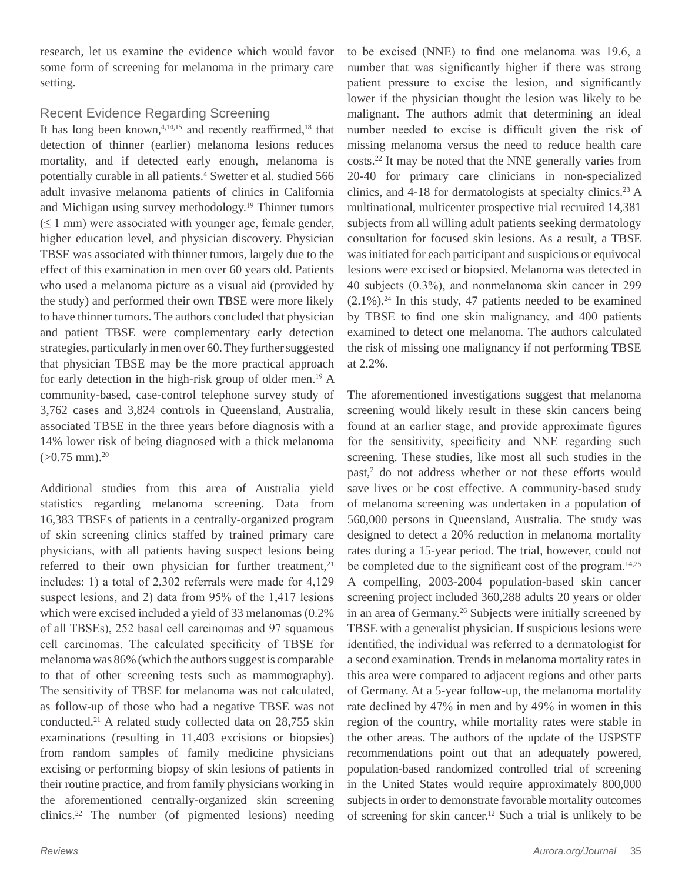research, let us examine the evidence which would favor some form of screening for melanoma in the primary care setting.

## Recent Evidence Regarding Screening

It has long been known,[4,14,15] and recently reaffirmed,[18] that detection of thinner (earlier) melanoma lesions reduces mortality, and if detected early enough, melanoma is potentially curable in all patients.[4] Swetter et al. studied 566 adult invasive melanoma patients of clinics in California and Michigan using survey methodology.[19] Thinner tumors ($\leq$ 1 mm) were associated with younger age, female gender, higher education level, and physician discovery. Physician TBSE was associated with thinner tumors, largely due to the effect of this examination in men over 60 years old. Patients who used a melanoma picture as a visual aid (provided by the study) and performed their own TBSE were more likely to have thinner tumors. The authors concluded that physician and patient TBSE were complementary early detection strategies, particularly in men over 60. They further suggested that physician TBSE may be the more practical approach for early detection in the high-risk group of older men.[19] A community-based, case-control telephone survey study of 3,762 cases and 3,824 controls in Queensland, Australia, associated TBSE in the three years before diagnosis with a 14% lower risk of being diagnosed with a thick melanoma (>0.75 mm).[20]

Additional studies from this area of Australia yield statistics regarding melanoma screening. Data from 16,383 TBSEs of patients in a centrally-organized program of skin screening clinics staffed by trained primary care physicians, with all patients having suspect lesions being referred to their own physician for further treatment,[21] includes: 1) a total of 2,302 referrals were made for 4,129 suspect lesions, and 2) data from 95% of the 1,417 lesions which were excised included a yield of 33 melanomas (0.2% of all TBSEs), 252 basal cell carcinomas and 97 squamous cell carcinomas. The calculated specificity of TBSE for melanoma was 86% (which the authors suggest is comparable to that of other screening tests such as mammography). The sensitivity of TBSE for melanoma was not calculated, as follow-up of those who had a negative TBSE was not conducted.[21] A related study collected data on 28,755 skin examinations (resulting in 11,403 excisions or biopsies) from random samples of family medicine physicians excising or performing biopsy of skin lesions of patients in their routine practice, and from family physicians working in the aforementioned centrally-organized skin screening clinics.[22] The number (of pigmented lesions) needing to be excised (NNE) to find one melanoma was 19.6, a number that was significantly higher if there was strong patient pressure to excise the lesion, and significantly lower if the physician thought the lesion was likely to be malignant. The authors admit that determining an ideal number needed to excise is difficult given the risk of missing melanoma versus the need to reduce health care costs.[22] It may be noted that the NNE generally varies from 20-40 for primary care clinicians in non-specialized clinics, and 4-18 for dermatologists at specialty clinics.[23] A multinational, multicenter prospective trial recruited 14,381 subjects from all willing adult patients seeking dermatology consultation for focused skin lesions. As a result, a TBSE was initiated for each participant and suspicious or equivocal lesions were excised or biopsied. Melanoma was detected in 40 subjects (0.3%), and nonmelanoma skin cancer in 299 (2.1%).[24] In this study, 47 patients needed to be examined by TBSE to find one skin malignancy, and 400 patients examined to detect one melanoma. The authors calculated the risk of missing one malignancy if not performing TBSE at 2.2%.

The aforementioned investigations suggest that melanoma screening would likely result in these skin cancers being found at an earlier stage, and provide approximate figures for the sensitivity, specificity and NNE regarding such screening. These studies, like most all such studies in the past,[2] do not address whether or not these efforts would save lives or be cost effective. A community-based study of melanoma screening was undertaken in a population of 560,000 persons in Queensland, Australia. The study was designed to detect a 20% reduction in melanoma mortality rates during a 15-year period. The trial, however, could not be completed due to the significant cost of the program.[14,25] A compelling, 2003-2004 population-based skin cancer screening project included 360,288 adults 20 years or older in an area of Germany.[26] Subjects were initially screened by TBSE with a generalist physician. If suspicious lesions were identified, the individual was referred to a dermatologist for a second examination. Trends in melanoma mortality rates in this area were compared to adjacent regions and other parts of Germany. At a 5-year follow-up, the melanoma mortality rate declined by 47% in men and by 49% in women in this region of the country, while mortality rates were stable in the other areas. The authors of the update of the USPSTF recommendations point out that an adequately powered, population-based randomized controlled trial of screening in the United States would require approximately 800,000 subjects in order to demonstrate favorable mortality outcomes of screening for skin cancer.[12] Such a trial is unlikely to be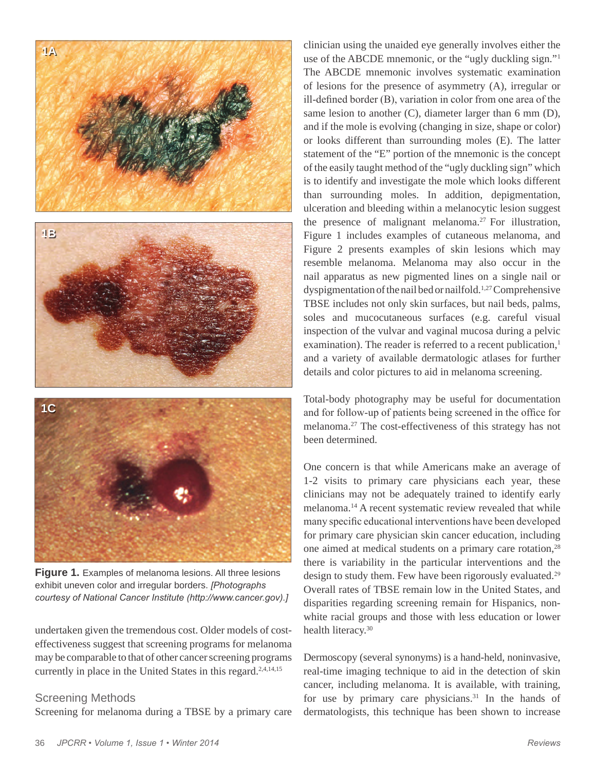Figure 1. Examples of melanoma lesions. All three lesions exhibit uneven color and irregular borders. *[Photographs courtesy of National Cancer Institute (http://www.cancer.gov).]*

undertaken given the tremendous cost. Older models of cost-effectiveness suggest that screening programs for melanoma may be comparable to that of other cancer screening programs currently in place in the United States in this regard.[2,4,14,15]

## Screening Methods

Screening for melanoma during a TBSE by a primary care clinician using the unaided eye generally involves either the use of the ABCDE mnemonic, or the "ugly duckling sign."[1] The ABCDE mnemonic involves systematic examination of lesions for the presence of asymmetry (A), irregular or ill-defined border (B), variation in color from one area of the same lesion to another (C), diameter larger than 6 mm (D), and if the mole is evolving (changing in size, shape or color) or looks different than surrounding moles (E). The latter statement of the "E" portion of the mnemonic is the concept of the easily taught method of the "ugly duckling sign" which is to identify and investigate the mole which looks different than surrounding moles. In addition, depigmentation, ulceration and bleeding within a melanocytic lesion suggest the presence of malignant melanoma.[27] For illustration, Figure 1 includes examples of cutaneous melanoma, and Figure 2 presents examples of skin lesions which may resemble melanoma. Melanoma may also occur in the nail apparatus as new pigmented lines on a single nail or dyspigmentation of the nail bed or nailfold.[1,27] Comprehensive TBSE includes not only skin surfaces, but nail beds, palms, soles and mucocutaneous surfaces (e.g. careful visual inspection of the vulvar and vaginal mucosa during a pelvic examination). The reader is referred to a recent publication,[1] and a variety of available dermatologic atlases for further details and color pictures to aid in melanoma screening.

Total-body photography may be useful for documentation and for follow-up of patients being screened in the office for melanoma.[27] The cost-effectiveness of this strategy has not been determined.

One concern is that while Americans make an average of 1-2 visits to primary care physicians each year, these clinicians may not be adequately trained to identify early melanoma.[14] A recent systematic review revealed that while many specific educational interventions have been developed for primary care physician skin cancer education, including one aimed at medical students on a primary care rotation,[28] there is variability in the particular interventions and the design to study them. Few have been rigorously evaluated.[29] Overall rates of TBSE remain low in the United States, and disparities regarding screening remain for Hispanics, non-white racial groups and those with less education or lower health literacy.[30]

Dermoscopy (several synonyms) is a hand-held, noninvasive, real-time imaging technique to aid in the detection of skin cancer, including melanoma. It is available, with training, for use by primary care physicians.[31] In the hands of dermatologists, this technique has been shown to increase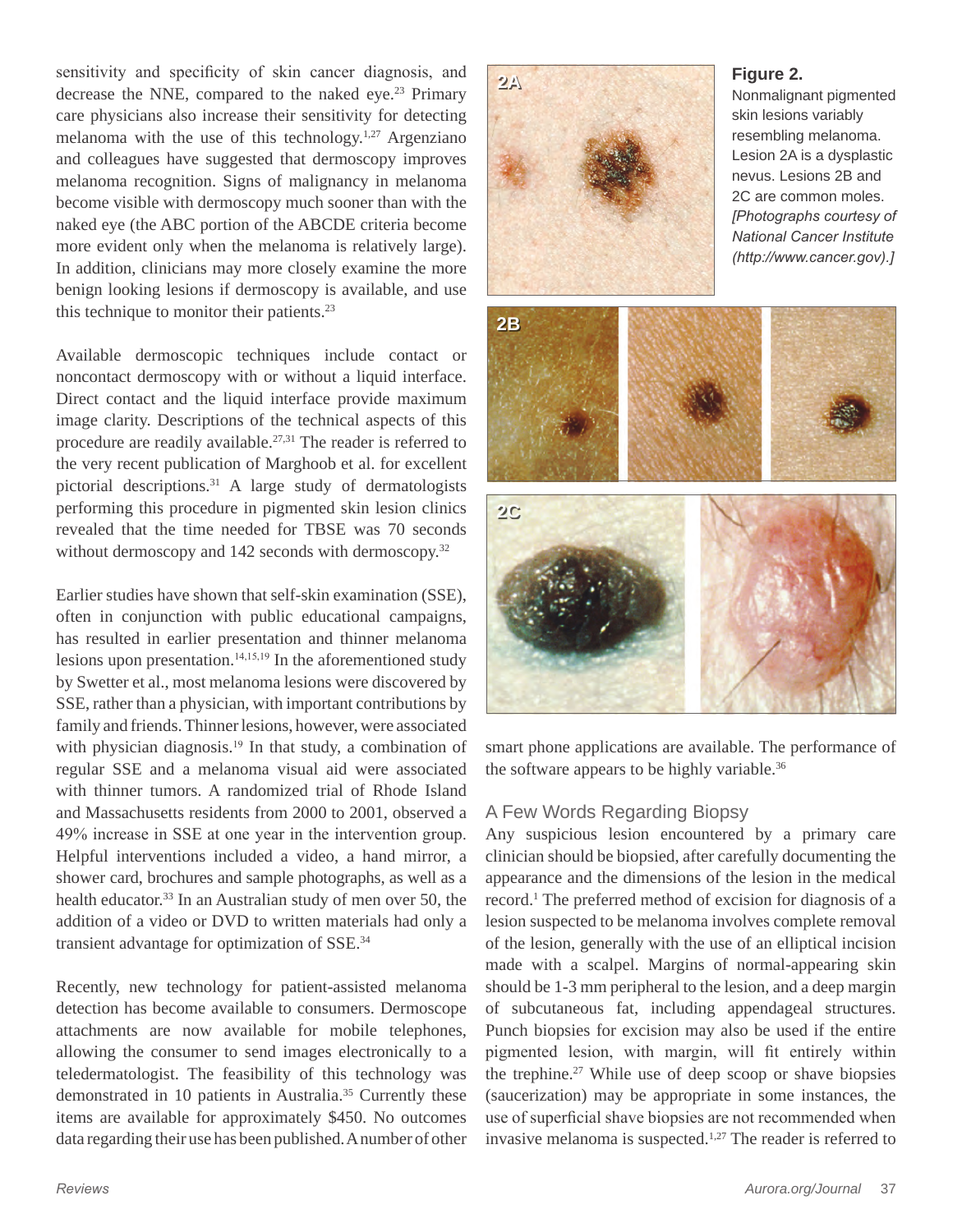sensitivity and specificity of skin cancer diagnosis, and decrease the NNE, compared to the naked eye.[23] Primary care physicians also increase their sensitivity for detecting melanoma with the use of this technology.[1,27] Argenziano and colleagues have suggested that dermoscopy improves melanoma recognition. Signs of malignancy in melanoma become visible with dermoscopy much sooner than with the naked eye (the ABC portion of the ABCDE criteria become more evident only when the melanoma is relatively large). In addition, clinicians may more closely examine the more benign looking lesions if dermoscopy is available, and use this technique to monitor their patients.[23]

Available dermoscopic techniques include contact or noncontact dermoscopy with or without a liquid interface. Direct contact and the liquid interface provide maximum image clarity. Descriptions of the technical aspects of this procedure are readily available.[27,31] The reader is referred to the very recent publication of Marghoob et al. for excellent pictorial descriptions.[31] A large study of dermatologists performing this procedure in pigmented skin lesion clinics revealed that the time needed for TBSE was 70 seconds without dermoscopy and 142 seconds with dermoscopy.[32]

Earlier studies have shown that self-skin examination (SSE), often in conjunction with public educational campaigns, has resulted in earlier presentation and thinner melanoma lesions upon presentation.[14,15,19] In the aforementioned study by Swetter et al., most melanoma lesions were discovered by SSE, rather than a physician, with important contributions by family and friends. Thinner lesions, however, were associated with physician diagnosis.[19] In that study, a combination of regular SSE and a melanoma visual aid were associated with thinner tumors. A randomized trial of Rhode Island and Massachusetts residents from 2000 to 2001, observed a 49% increase in SSE at one year in the intervention group. Helpful interventions included a video, a hand mirror, a shower card, brochures and sample photographs, as well as a health educator.[33] In an Australian study of men over 50, the addition of a video or DVD to written materials had only a transient advantage for optimization of SSE.[34]

Recently, new technology for patient-assisted melanoma detection has become available to consumers. Dermoscope attachments are now available for mobile telephones, allowing the consumer to send images electronically to a teledermatologist. The feasibility of this technology was demonstrated in 10 patients in Australia.[35] Currently these items are available for approximately $450. No outcomes data regarding their use has been published. A number of other smart phone applications are available. The performance of the software appears to be highly variable.[36]

**Figure 2.**
Nonmalignant pigmented skin lesions variably resembling melanoma. Lesion 2A is a dysplastic nevus. Lesions 2B and 2C are common moles. *[Photographs courtesy of National Cancer Institute (http://www.cancer.gov).]*

## A Few Words Regarding Biopsy

Any suspicious lesion encountered by a primary care clinician should be biopsied, after carefully documenting the appearance and the dimensions of the lesion in the medical record.[1] The preferred method of excision for diagnosis of a lesion suspected to be melanoma involves complete removal of the lesion, generally with the use of an elliptical incision made with a scalpel. Margins of normal-appearing skin should be 1-3 mm peripheral to the lesion, and a deep margin of subcutaneous fat, including appendageal structures. Punch biopsies for excision may also be used if the entire pigmented lesion, with margin, will fit entirely within the trephine.[27] While use of deep scoop or shave biopsies (saucerization) may be appropriate in some instances, the use of superficial shave biopsies are not recommended when invasive melanoma is suspected.[1,27] The reader is referred to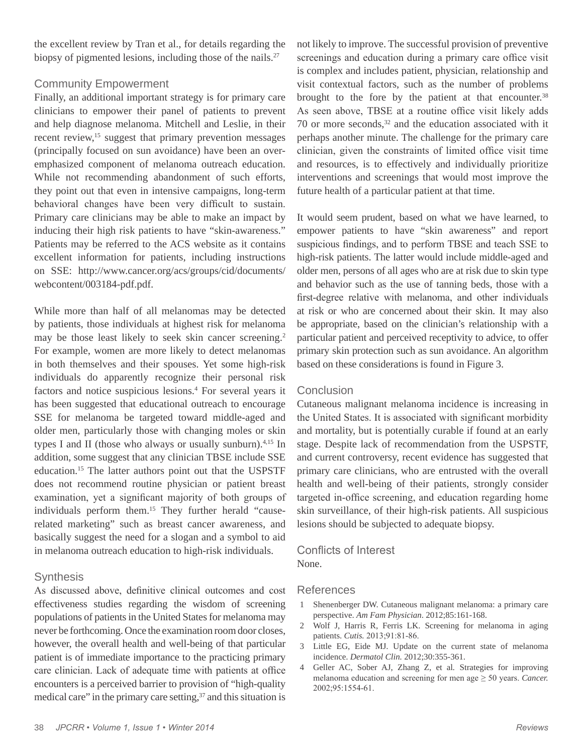the excellent review by Tran et al., for details regarding the biopsy of pigmented lesions, including those of the nails.[27]

## Community Empowerment

Finally, an additional important strategy is for primary care clinicians to empower their panel of patients to prevent and help diagnose melanoma. Mitchell and Leslie, in their recent review,[15] suggest that primary prevention messages (principally focused on sun avoidance) have been an over-emphasized component of melanoma outreach education. While not recommending abandonment of such efforts, they point out that even in intensive campaigns, long-term behavioral changes have been very difficult to sustain. Primary care clinicians may be able to make an impact by inducing their high risk patients to have "skin-awareness." Patients may be referred to the ACS website as it contains excellent information for patients, including instructions on SSE: http://www.cancer.org/acs/groups/cid/documents/webcontent/003184-pdf.pdf.

While more than half of all melanomas may be detected by patients, those individuals at highest risk for melanoma may be those least likely to seek skin cancer screening.[2] For example, women are more likely to detect melanomas in both themselves and their spouses. Yet some high-risk individuals do apparently recognize their personal risk factors and notice suspicious lesions.[4] For several years it has been suggested that educational outreach to encourage SSE for melanoma be targeted toward middle-aged and older men, particularly those with changing moles or skin types I and II (those who always or usually sunburn).[4,15] In addition, some suggest that any clinician TBSE include SSE education.[15] The latter authors point out that the USPSTF does not recommend routine physician or patient breast examination, yet a significant majority of both groups of individuals perform them.[15] They further herald "cause-related marketing" such as breast cancer awareness, and basically suggest the need for a slogan and a symbol to aid in melanoma outreach education to high-risk individuals.

## Synthesis

As discussed above, definitive clinical outcomes and cost effectiveness studies regarding the wisdom of screening populations of patients in the United States for melanoma may never be forthcoming. Once the examination room door closes, however, the overall health and well-being of that particular patient is of immediate importance to the practicing primary care clinician. Lack of adequate time with patients at office encounters is a perceived barrier to provision of "high-quality medical care" in the primary care setting,[37] and this situation is not likely to improve. The successful provision of preventive screenings and education during a primary care office visit is complex and includes patient, physician, relationship and visit contextual factors, such as the number of problems brought to the fore by the patient at that encounter.[38] As seen above, TBSE at a routine office visit likely adds 70 or more seconds,[32] and the education associated with it perhaps another minute. The challenge for the primary care clinician, given the constraints of limited office visit time and resources, is to effectively and individually prioritize interventions and screenings that would most improve the future health of a particular patient at that time.

It would seem prudent, based on what we have learned, to empower patients to have "skin awareness" and report suspicious findings, and to perform TBSE and teach SSE to high-risk patients. The latter would include middle-aged and older men, persons of all ages who are at risk due to skin type and behavior such as the use of tanning beds, those with a first-degree relative with melanoma, and other individuals at risk or who are concerned about their skin. It may also be appropriate, based on the clinician's relationship with a particular patient and perceived receptivity to advice, to offer primary skin protection such as sun avoidance. An algorithm based on these considerations is found in Figure 3.

## Conclusion

Cutaneous malignant melanoma incidence is increasing in the United States. It is associated with significant morbidity and mortality, but is potentially curable if found at an early stage. Despite lack of recommendation from the USPSTF, and current controversy, recent evidence has suggested that primary care clinicians, who are entrusted with the overall health and well-being of their patients, strongly consider targeted in-office screening, and education regarding home skin surveillance, of their high-risk patients. All suspicious lesions should be subjected to adequate biopsy.

## Conflicts of Interest

None.

## References

1. Shenenberger DW. Cutaneous malignant melanoma: a primary care perspective. *Am Fam Physician*. 2012;85:161-168.
2. Wolf J, Harris R, Ferris LK. Screening for melanoma in aging patients. *Cutis.* 2013;91:81-86.
3. Little EG, Eide MJ. Update on the current state of melanoma incidence. *Dermatol Clin.* 2012;30:355-361.
4. Geller AC, Sober AJ, Zhang Z, et al. Strategies for improving melanoma education and screening for men age ≥ 50 years. *Cancer.* 2002;95:1554-61.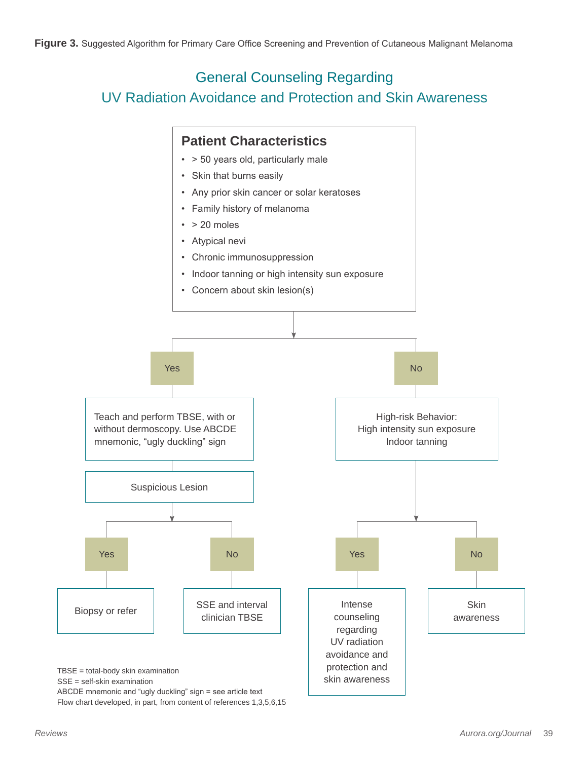**Figure 3.** Suggested Algorithm for Primary Care Office Screening and Prevention of Cutaneous Malignant Melanoma

## General Counseling Regarding UV Radiation Avoidance and Protection and Skin Awareness

### Patient Characteristics

- > 50 years old, particularly male
- Skin that burns easily
- Any prior skin cancer or solar keratoses
- Family history of melanoma
- > 20 moles
- Atypical nevi
- Chronic immunosuppression
- Indoor tanning or high intensity sun exposure
- Concern about skin lesion(s)

**Yes** → Teach and perform TBSE, with or without dermoscopy. Use ABCDE mnemonic, "ugly duckling" sign

→ Suspicious Lesion

- **Yes** → Biopsy or refer
- **No** → SSE and interval clinician TBSE

**No** → High-risk Behavior: High intensity sun exposure Indoor tanning

- **Yes** → Intense counseling regarding UV radiation avoidance and protection and skin awareness
- **No** → Skin awareness

TBSE = total-body skin examination
SSE = self-skin examination
ABCDE mnemonic and "ugly duckling" sign = see article text
Flow chart developed, in part, from content of references 1,3,5,6,15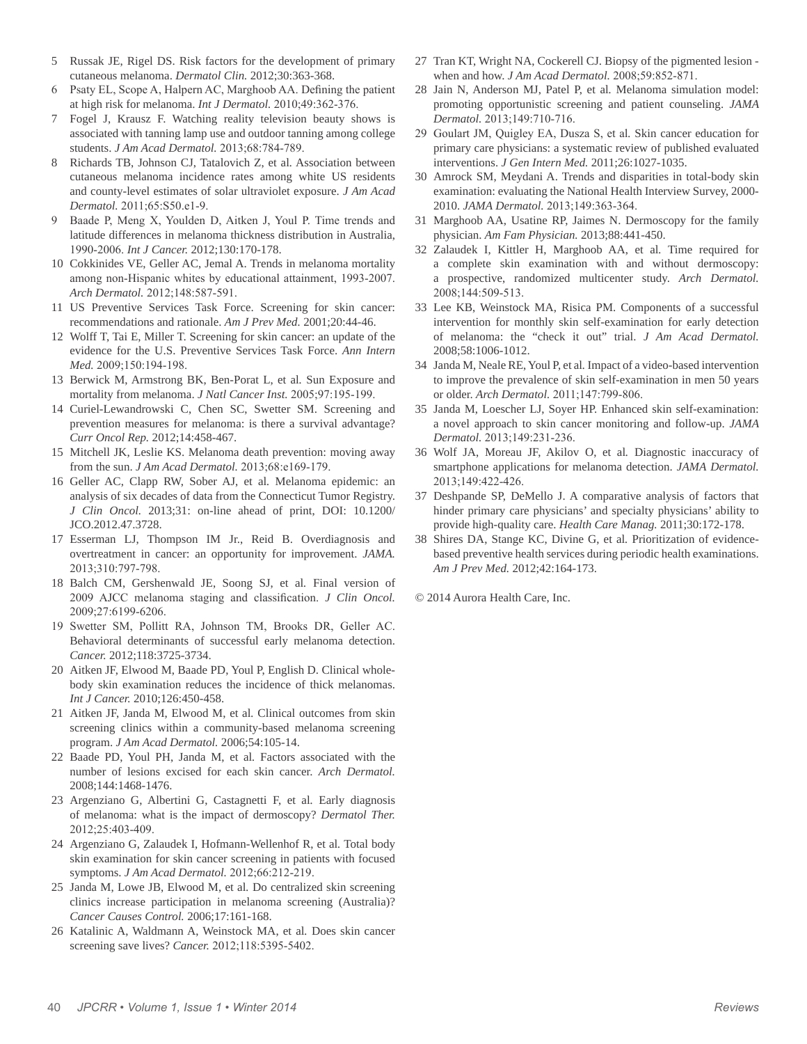5 Russak JE, Rigel DS. Risk factors for the development of primary cutaneous melanoma. *Dermatol Clin.* 2012;30:363-368.

6 Psaty EL, Scope A, Halpern AC, Marghoob AA. Defining the patient at high risk for melanoma. *Int J Dermatol.* 2010;49:362-376.

7 Fogel J, Krausz F. Watching reality television beauty shows is associated with tanning lamp use and outdoor tanning among college students. *J Am Acad Dermatol.* 2013;68:784-789.

8 Richards TB, Johnson CJ, Tatalovich Z, et al. Association between cutaneous melanoma incidence rates among white US residents and county-level estimates of solar ultraviolet exposure. *J Am Acad Dermatol.* 2011;65:S50.e1-9.

9 Baade P, Meng X, Youlden D, Aitken J, Youl P. Time trends and latitude differences in melanoma thickness distribution in Australia, 1990-2006. *Int J Cancer.* 2012;130:170-178.

10 Cokkinides VE, Geller AC, Jemal A. Trends in melanoma mortality among non-Hispanic whites by educational attainment, 1993-2007. *Arch Dermatol.* 2012;148:587-591.

11 US Preventive Services Task Force. Screening for skin cancer: recommendations and rationale. *Am J Prev Med.* 2001;20:44-46.

12 Wolff T, Tai E, Miller T. Screening for skin cancer: an update of the evidence for the U.S. Preventive Services Task Force. *Ann Intern Med.* 2009;150:194-198.

13 Berwick M, Armstrong BK, Ben-Porat L, et al. Sun Exposure and mortality from melanoma. *J Natl Cancer Inst.* 2005;97:195-199.

14 Curiel-Lewandrowski C, Chen SC, Swetter SM. Screening and prevention measures for melanoma: is there a survival advantage? *Curr Oncol Rep.* 2012;14:458-467.

15 Mitchell JK, Leslie KS. Melanoma death prevention: moving away from the sun. *J Am Acad Dermatol.* 2013;68:e169-179.

16 Geller AC, Clapp RW, Sober AJ, et al. Melanoma epidemic: an analysis of six decades of data from the Connecticut Tumor Registry. *J Clin Oncol.* 2013;31: on-line ahead of print, DOI: 10.1200/JCO.2012.47.3728.

17 Esserman LJ, Thompson IM Jr., Reid B. Overdiagnosis and overtreatment in cancer: an opportunity for improvement. *JAMA.* 2013;310:797-798.

18 Balch CM, Gershenwald JE, Soong SJ, et al. Final version of 2009 AJCC melanoma staging and classification. *J Clin Oncol.* 2009;27:6199-6206.

19 Swetter SM, Pollitt RA, Johnson TM, Brooks DR, Geller AC. Behavioral determinants of successful early melanoma detection. *Cancer.* 2012;118:3725-3734.

20 Aitken JF, Elwood M, Baade PD, Youl P, English D. Clinical whole-body skin examination reduces the incidence of thick melanomas. *Int J Cancer.* 2010;126:450-458.

21 Aitken JF, Janda M, Elwood M, et al. Clinical outcomes from skin screening clinics within a community-based melanoma screening program. *J Am Acad Dermatol.* 2006;54:105-14.

22 Baade PD, Youl PH, Janda M, et al. Factors associated with the number of lesions excised for each skin cancer. *Arch Dermatol.* 2008;144:1468-1476.

23 Argenziano G, Albertini G, Castagnetti F, et al. Early diagnosis of melanoma: what is the impact of dermoscopy? *Dermatol Ther.* 2012;25:403-409.

24 Argenziano G, Zalaudek I, Hofmann-Wellenhof R, et al. Total body skin examination for skin cancer screening in patients with focused symptoms. *J Am Acad Dermatol.* 2012;66:212-219.

25 Janda M, Lowe JB, Elwood M, et al. Do centralized skin screening clinics increase participation in melanoma screening (Australia)? *Cancer Causes Control.* 2006;17:161-168.

26 Katalinic A, Waldmann A, Weinstock MA, et al. Does skin cancer screening save lives? *Cancer.* 2012;118:5395-5402.

27 Tran KT, Wright NA, Cockerell CJ. Biopsy of the pigmented lesion - when and how. *J Am Acad Dermatol.* 2008;59:852-871.

28 Jain N, Anderson MJ, Patel P, et al. Melanoma simulation model: promoting opportunistic screening and patient counseling. *JAMA Dermatol.* 2013;149:710-716.

29 Goulart JM, Quigley EA, Dusza S, et al. Skin cancer education for primary care physicians: a systematic review of published evaluated interventions. *J Gen Intern Med.* 2011;26:1027-1035.

30 Amrock SM, Meydani A. Trends and disparities in total-body skin examination: evaluating the National Health Interview Survey, 2000-2010. *JAMA Dermatol.* 2013;149:363-364.

31 Marghoob AA, Usatine RP, Jaimes N. Dermoscopy for the family physician. *Am Fam Physician.* 2013;88:441-450.

32 Zalaudek I, Kittler H, Marghoob AA, et al. Time required for a complete skin examination with and without dermoscopy: a prospective, randomized multicenter study. *Arch Dermatol.* 2008;144:509-513.

33 Lee KB, Weinstock MA, Risica PM. Components of a successful intervention for monthly skin self-examination for early detection of melanoma: the "check it out" trial. *J Am Acad Dermatol.* 2008;58:1006-1012.

34 Janda M, Neale RE, Youl P, et al. Impact of a video-based intervention to improve the prevalence of skin self-examination in men 50 years or older. *Arch Dermatol.* 2011;147:799-806.

35 Janda M, Loescher LJ, Soyer HP. Enhanced skin self-examination: a novel approach to skin cancer monitoring and follow-up. *JAMA Dermatol.* 2013;149:231-236.

36 Wolf JA, Moreau JF, Akilov O, et al. Diagnostic inaccuracy of smartphone applications for melanoma detection. *JAMA Dermatol.* 2013;149:422-426.

37 Deshpande SP, DeMello J. A comparative analysis of factors that hinder primary care physicians' and specialty physicians' ability to provide high-quality care. *Health Care Manag.* 2011;30:172-178.

38 Shires DA, Stange KC, Divine G, et al. Prioritization of evidence-based preventive health services during periodic health examinations. *Am J Prev Med.* 2012;42:164-173.

© 2014 Aurora Health Care, Inc.